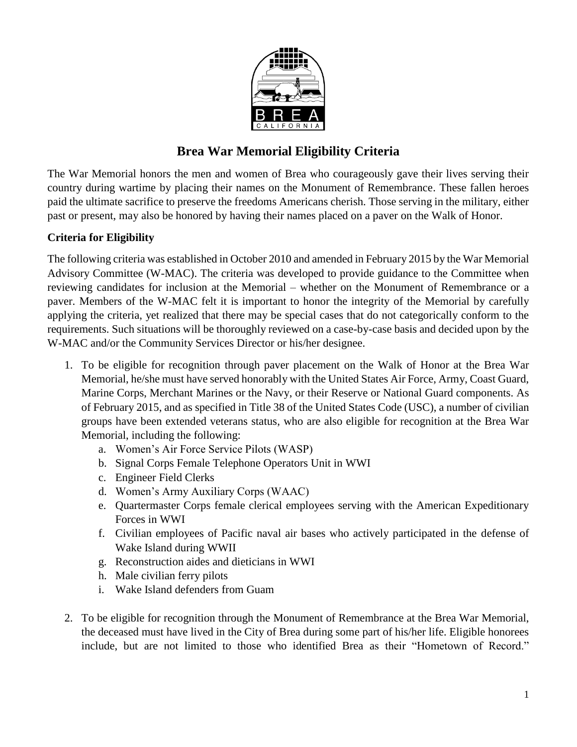# Brea War Memorial Eligibility Criteria

The War Memorial honors the men and women of Brea who courageously gave their lives serving their country during wartime by placing their names on the Monument of Remembrance. These fallen heroes paid the ultimate sacrifice to preserve the freedoms Americans cherish. Those serving in the military, either past or present, may also be honored by having their names placed on a paver on the Walk of Honor.

### Criteria for Eligibility

The following criteria was established in October 2010 and amended in February 2015 by the War Memorial Advisory Committee (W-MAC). The criteria was developed to provide guidance to the Committee when reviewing candidates for inclusion at the Memorial – whether on the Monument of Remembrance or a paver. Members of the W-MAC felt it is important to honor the integrity of the Memorial by carefully applying the criteria, yet realized that there may be special cases that do not categorically conform to the requirements. Such situations will be thoroughly reviewed on a case-by-case basis and decided upon by the W-MAC and/or the Community Services Director or his/her designee.

1. To be eligible for recognition through paver placement on the Walk of Honor at the Brea War Memorial, he/she must have served honorably with the United States Air Force, Army, Coast Guard, Marine Corps, Merchant Marines or the Navy, or their Reserve or National Guard components. As of February 2015, and as specified in Title 38 of the United States Code (USC), a number of civilian groups have been extended veterans status, who are also eligible for recognition at the Brea War Memorial, including the following:
   a. Women's Air Force Service Pilots (WASP)
   b. Signal Corps Female Telephone Operators Unit in WWI
   c. Engineer Field Clerks
   d. Women's Army Auxiliary Corps (WAAC)
   e. Quartermaster Corps female clerical employees serving with the American Expeditionary Forces in WWI
   f. Civilian employees of Pacific naval air bases who actively participated in the defense of Wake Island during WWII
   g. Reconstruction aides and dieticians in WWI
   h. Male civilian ferry pilots
   i. Wake Island defenders from Guam

2. To be eligible for recognition through the Monument of Remembrance at the Brea War Memorial, the deceased must have lived in the City of Brea during some part of his/her life. Eligible honorees include, but are not limited to those who identified Brea as their "Hometown of Record."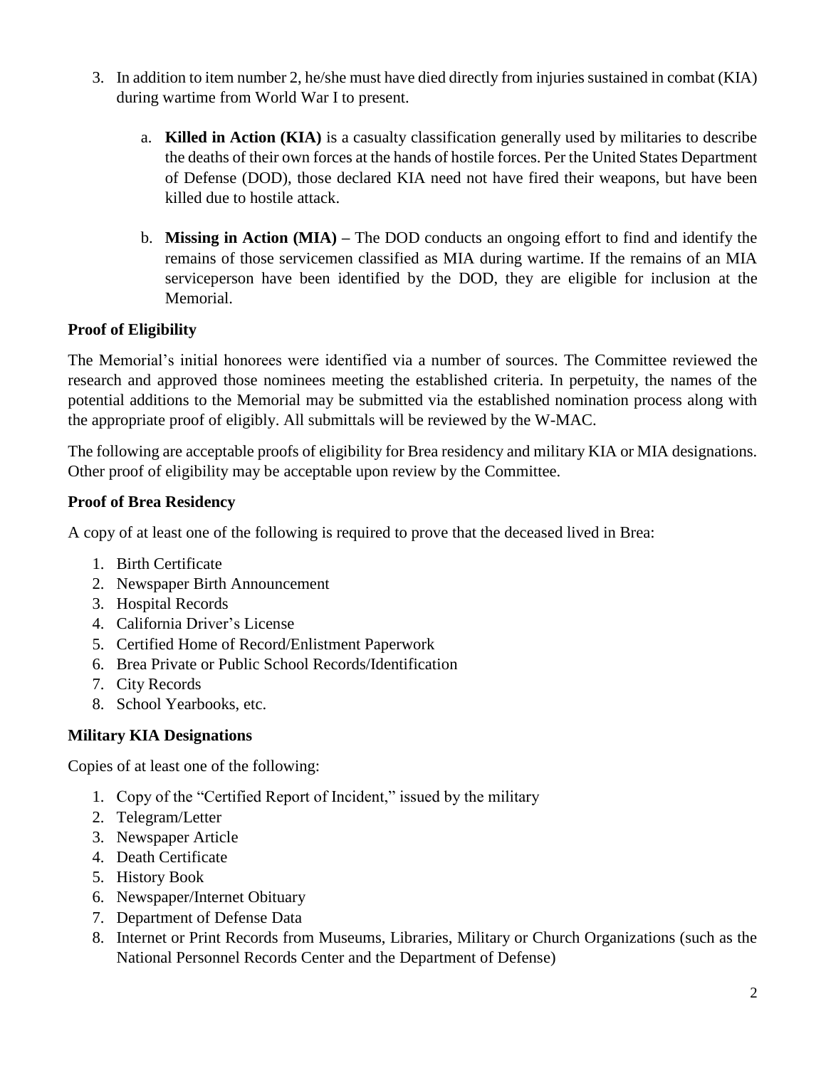3. In addition to item number 2, he/she must have died directly from injuries sustained in combat (KIA) during wartime from World War I to present.

    a. **Killed in Action (KIA)** is a casualty classification generally used by militaries to describe the deaths of their own forces at the hands of hostile forces. Per the United States Department of Defense (DOD), those declared KIA need not have fired their weapons, but have been killed due to hostile attack.

    b. **Missing in Action (MIA)** – The DOD conducts an ongoing effort to find and identify the remains of those servicemen classified as MIA during wartime. If the remains of an MIA serviceperson have been identified by the DOD, they are eligible for inclusion at the Memorial.

**Proof of Eligibility**

The Memorial's initial honorees were identified via a number of sources. The Committee reviewed the research and approved those nominees meeting the established criteria. In perpetuity, the names of the potential additions to the Memorial may be submitted via the established nomination process along with the appropriate proof of eligibly. All submittals will be reviewed by the W-MAC.

The following are acceptable proofs of eligibility for Brea residency and military KIA or MIA designations. Other proof of eligibility may be acceptable upon review by the Committee.

**Proof of Brea Residency**

A copy of at least one of the following is required to prove that the deceased lived in Brea:

1. Birth Certificate
2. Newspaper Birth Announcement
3. Hospital Records
4. California Driver's License
5. Certified Home of Record/Enlistment Paperwork
6. Brea Private or Public School Records/Identification
7. City Records
8. School Yearbooks, etc.

**Military KIA Designations**

Copies of at least one of the following:

1. Copy of the "Certified Report of Incident," issued by the military
2. Telegram/Letter
3. Newspaper Article
4. Death Certificate
5. History Book
6. Newspaper/Internet Obituary
7. Department of Defense Data
8. Internet or Print Records from Museums, Libraries, Military or Church Organizations (such as the National Personnel Records Center and the Department of Defense)